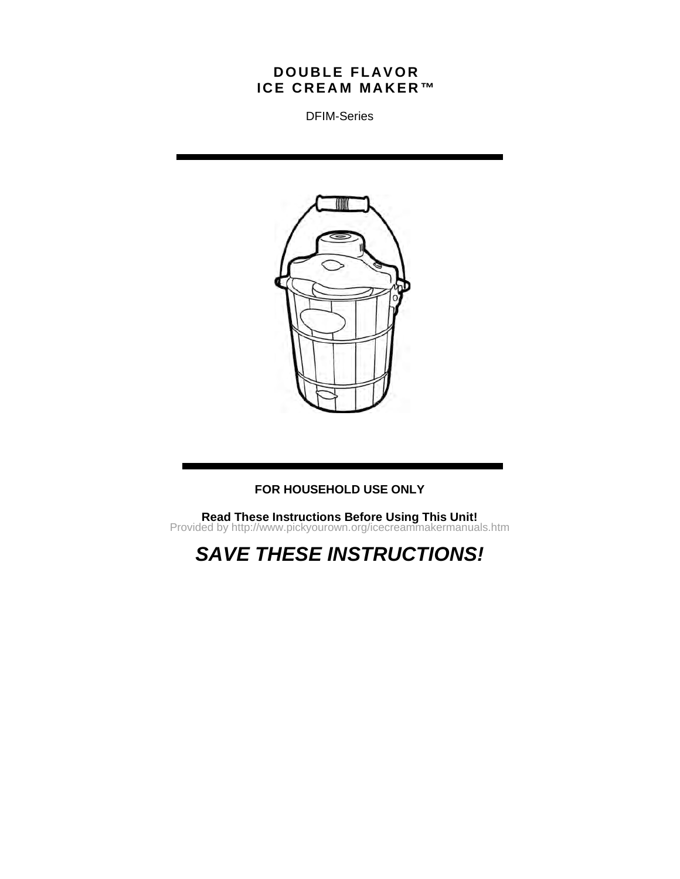# DOUBLE FLAVOR ICE CREAM MAKER™

DFIM-Series

**FOR HOUSEHOLD USE ONLY**

**Read These Instructions Before Using This Unit!**

Provided by http://www.pickyourown.org/icecreammakermanuals.htm

***SAVE THESE INSTRUCTIONS!***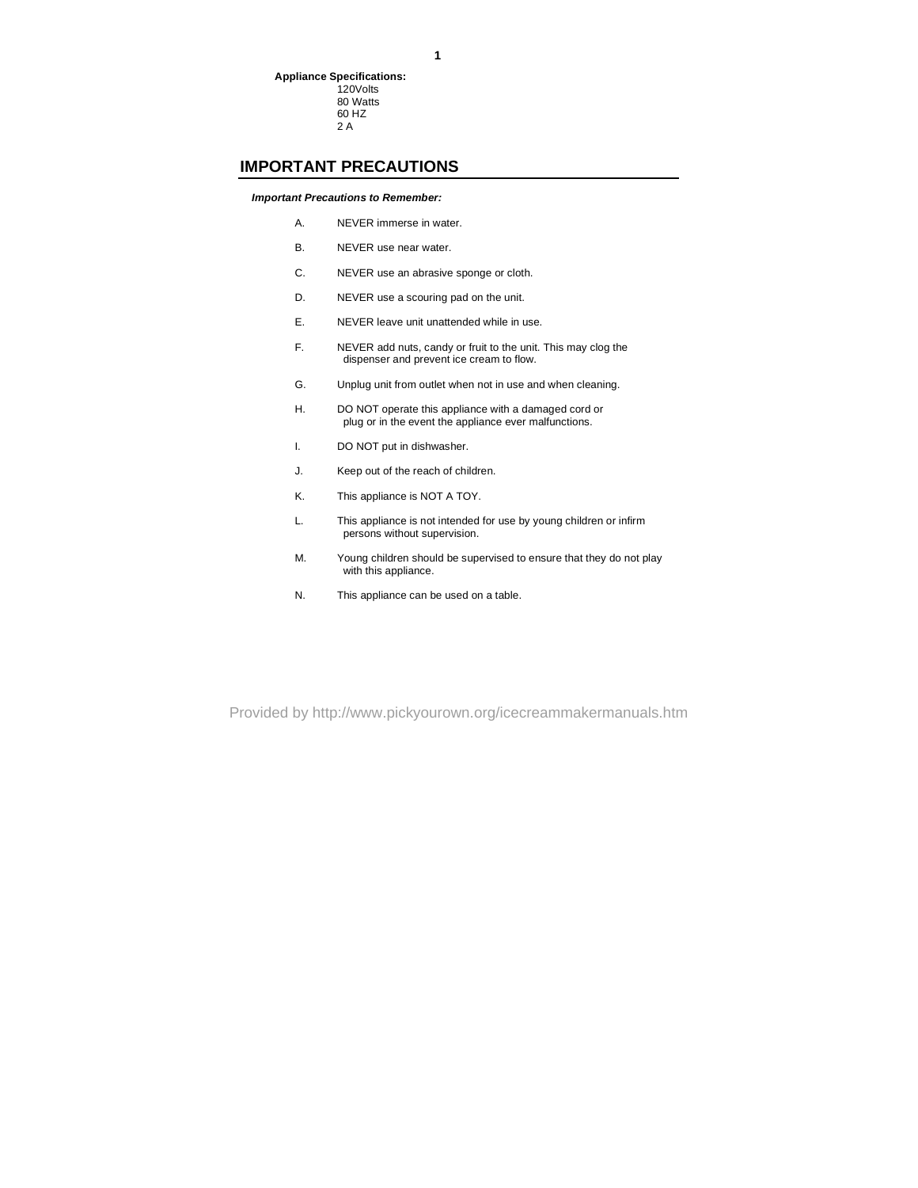**Appliance Specifications:**

120Volts
80 Watts
60 HZ
2 A

## IMPORTANT PRECAUTIONS

***Important Precautions to Remember:***

A. NEVER immerse in water.

B. NEVER use near water.

C. NEVER use an abrasive sponge or cloth.

D. NEVER use a scouring pad on the unit.

E. NEVER leave unit unattended while in use.

F. NEVER add nuts, candy or fruit to the unit. This may clog the dispenser and prevent ice cream to flow.

G. Unplug unit from outlet when not in use and when cleaning.

H. DO NOT operate this appliance with a damaged cord or plug or in the event the appliance ever malfunctions.

I. DO NOT put in dishwasher.

J. Keep out of the reach of children.

K. This appliance is NOT A TOY.

L. This appliance is not intended for use by young children or infirm persons without supervision.

M. Young children should be supervised to ensure that they do not play with this appliance.

N. This appliance can be used on a table.

Provided by http://www.pickyourown.org/icecreammakermanuals.htm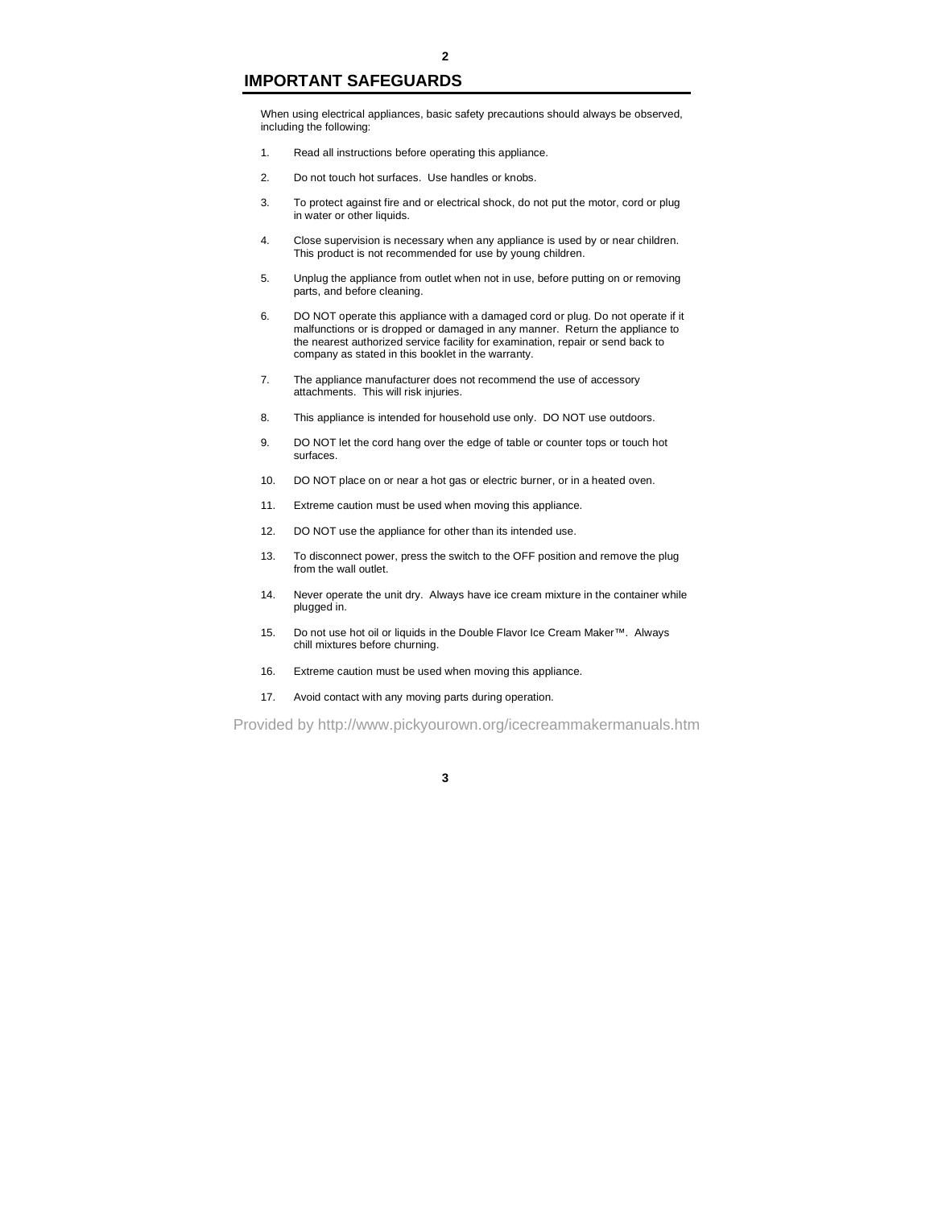## IMPORTANT SAFEGUARDS

When using electrical appliances, basic safety precautions should always be observed, including the following:

1. Read all instructions before operating this appliance.

2. Do not touch hot surfaces. Use handles or knobs.

3. To protect against fire and or electrical shock, do not put the motor, cord or plug in water or other liquids.

4. Close supervision is necessary when any appliance is used by or near children. This product is not recommended for use by young children.

5. Unplug the appliance from outlet when not in use, before putting on or removing parts, and before cleaning.

6. DO NOT operate this appliance with a damaged cord or plug. Do not operate if it malfunctions or is dropped or damaged in any manner. Return the appliance to the nearest authorized service facility for examination, repair or send back to company as stated in this booklet in the warranty.

7. The appliance manufacturer does not recommend the use of accessory attachments. This will risk injuries.

8. This appliance is intended for household use only. DO NOT use outdoors.

9. DO NOT let the cord hang over the edge of table or counter tops or touch hot surfaces.

10. DO NOT place on or near a hot gas or electric burner, or in a heated oven.

11. Extreme caution must be used when moving this appliance.

12. DO NOT use the appliance for other than its intended use.

13. To disconnect power, press the switch to the OFF position and remove the plug from the wall outlet.

14. Never operate the unit dry. Always have ice cream mixture in the container while plugged in.

15. Do not use hot oil or liquids in the Double Flavor Ice Cream Maker™. Always chill mixtures before churning.

16. Extreme caution must be used when moving this appliance.

17. Avoid contact with any moving parts during operation.

Provided by http://www.pickyourown.org/icecreammakermanuals.htm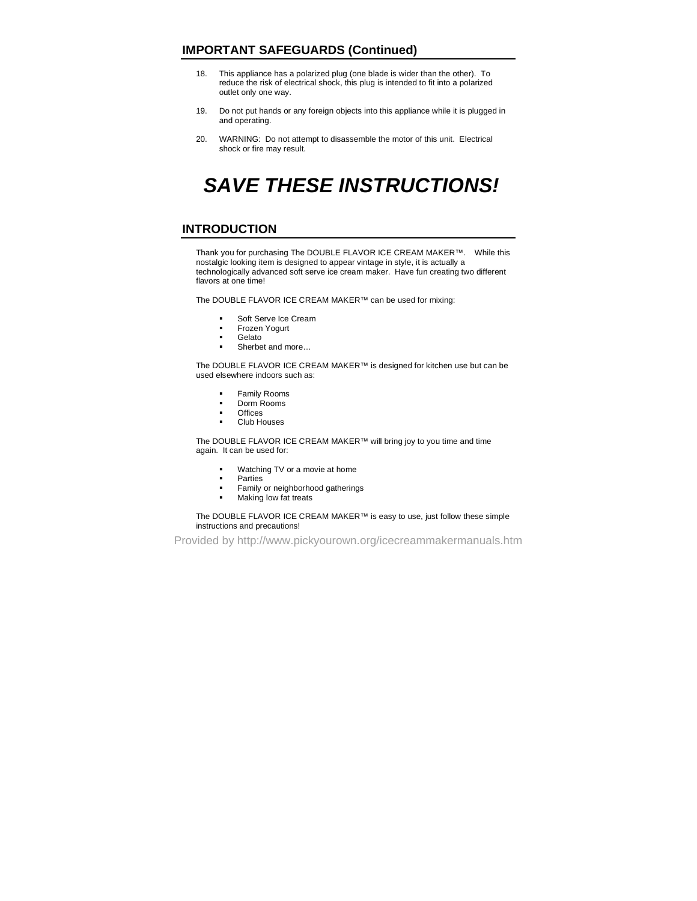## IMPORTANT SAFEGUARDS (Continued)

18. This appliance has a polarized plug (one blade is wider than the other). To reduce the risk of electrical shock, this plug is intended to fit into a polarized outlet only one way.

19. Do not put hands or any foreign objects into this appliance while it is plugged in and operating.

20. WARNING: Do not attempt to disassemble the motor of this unit. Electrical shock or fire may result.

# *SAVE THESE INSTRUCTIONS!*

## INTRODUCTION

Thank you for purchasing The DOUBLE FLAVOR ICE CREAM MAKER™. While this nostalgic looking item is designed to appear vintage in style, it is actually a technologically advanced soft serve ice cream maker. Have fun creating two different flavors at one time!

The DOUBLE FLAVOR ICE CREAM MAKER™ can be used for mixing:

- Soft Serve Ice Cream
- Frozen Yogurt
- Gelato
- Sherbet and more…

The DOUBLE FLAVOR ICE CREAM MAKER™ is designed for kitchen use but can be used elsewhere indoors such as:

- Family Rooms
- Dorm Rooms
- Offices
- Club Houses

The DOUBLE FLAVOR ICE CREAM MAKER™ will bring joy to you time and time again. It can be used for:

- Watching TV or a movie at home
- Parties
- Family or neighborhood gatherings
- Making low fat treats

The DOUBLE FLAVOR ICE CREAM MAKER™ is easy to use, just follow these simple instructions and precautions!

Provided by http://www.pickyourown.org/icecreammakermanuals.htm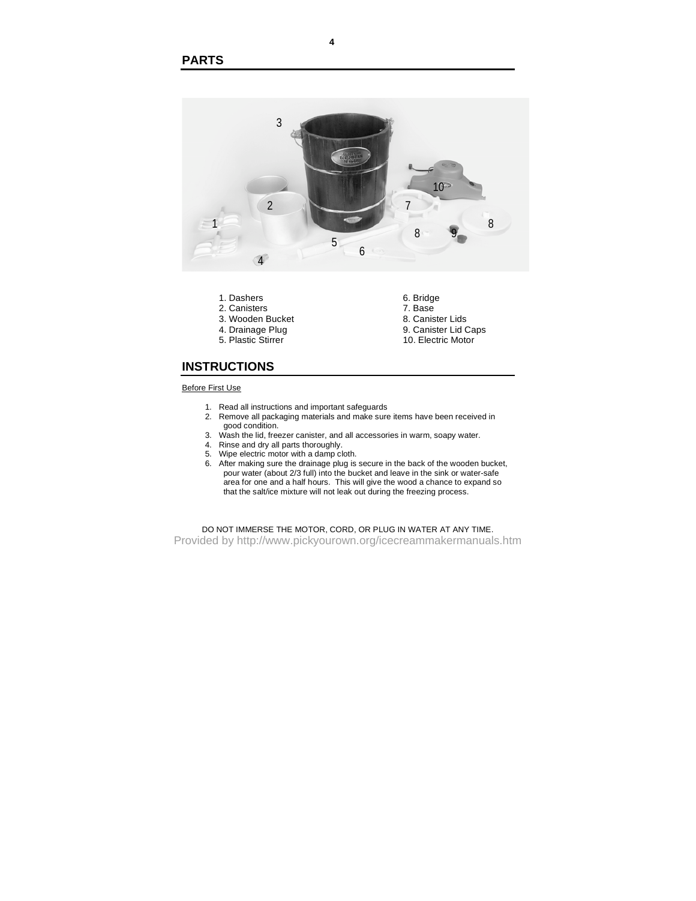## PARTS

1. Dashers
2. Canisters
3. Wooden Bucket
4. Drainage Plug
5. Plastic Stirrer
6. Bridge
7. Base
8. Canister Lids
9. Canister Lid Caps
10. Electric Motor

## INSTRUCTIONS

Before First Use

1. Read all instructions and important safeguards
2. Remove all packaging materials and make sure items have been received in good condition.
3. Wash the lid, freezer canister, and all accessories in warm, soapy water.
4. Rinse and dry all parts thoroughly.
5. Wipe electric motor with a damp cloth.
6. After making sure the drainage plug is secure in the back of the wooden bucket, pour water (about 2/3 full) into the bucket and leave in the sink or water-safe area for one and a half hours. This will give the wood a chance to expand so that the salt/ice mixture will not leak out during the freezing process.

DO NOT IMMERSE THE MOTOR, CORD, OR PLUG IN WATER AT ANY TIME.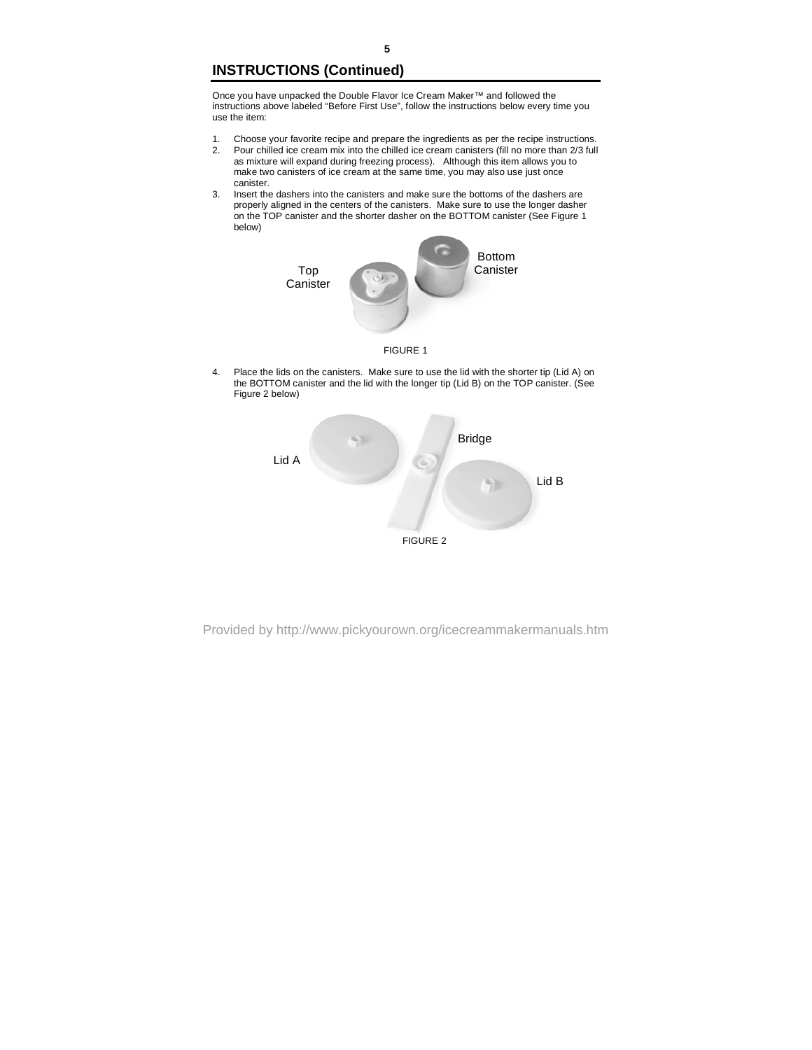## INSTRUCTIONS (Continued)

Once you have unpacked the Double Flavor Ice Cream Maker™ and followed the instructions above labeled "Before First Use", follow the instructions below every time you use the item:

1. Choose your favorite recipe and prepare the ingredients as per the recipe instructions.
2. Pour chilled ice cream mix into the chilled ice cream canisters (fill no more than 2/3 full as mixture will expand during freezing process). Although this item allows you to make two canisters of ice cream at the same time, you may also use just once canister.
3. Insert the dashers into the canisters and make sure the bottoms of the dashers are properly aligned in the centers of the canisters. Make sure to use the longer dasher on the TOP canister and the shorter dasher on the BOTTOM canister (See Figure 1 below)

Top Canister

Bottom Canister

FIGURE 1

4. Place the lids on the canisters. Make sure to use the lid with the shorter tip (Lid A) on the BOTTOM canister and the lid with the longer tip (Lid B) on the TOP canister. (See Figure 2 below)

Lid A

Bridge

Lid B

FIGURE 2

Provided by http://www.pickyourown.org/icecreammakermanuals.htm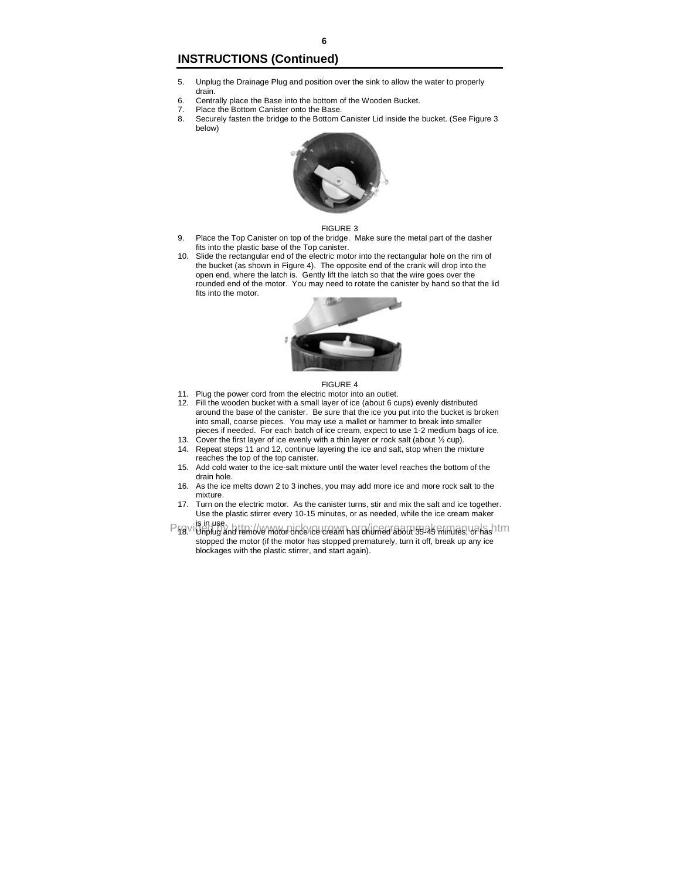## INSTRUCTIONS (Continued)

5. Unplug the Drainage Plug and position over the sink to allow the water to properly drain.
6. Centrally place the Base into the bottom of the Wooden Bucket.
7. Place the Bottom Canister onto the Base.
8. Securely fasten the bridge to the Bottom Canister Lid inside the bucket. (See Figure 3 below)

FIGURE 3

9. Place the Top Canister on top of the bridge. Make sure the metal part of the dasher fits into the plastic base of the Top canister.
10. Slide the rectangular end of the electric motor into the rectangular hole on the rim of the bucket (as shown in Figure 4). The opposite end of the crank will drop into the open end, where the latch is. Gently lift the latch so that the wire goes over the rounded end of the motor. You may need to rotate the canister by hand so that the lid fits into the motor.

FIGURE 4

11. Plug the power cord from the electric motor into an outlet.
12. Fill the wooden bucket with a small layer of ice (about 6 cups) evenly distributed around the base of the canister. Be sure that the ice you put into the bucket is broken into small, coarse pieces. You may use a mallet or hammer to break into smaller pieces if needed. For each batch of ice cream, expect to use 1-2 medium bags of ice.
13. Cover the first layer of ice evenly with a thin layer or rock salt (about ½ cup).
14. Repeat steps 11 and 12, continue layering the ice and salt, stop when the mixture reaches the top of the top canister.
15. Add cold water to the ice-salt mixture until the water level reaches the bottom of the drain hole.
16. As the ice melts down 2 to 3 inches, you may add more ice and more rock salt to the mixture.
17. Turn on the electric motor. As the canister turns, stir and mix the salt and ice together. Use the plastic stirrer every 10-15 minutes, or as needed, while the ice cream maker is in use.
18. Unplug and remove motor once ice cream has churned about 35-45 minutes, or has stopped the motor (if the motor has stopped prematurely, turn it off, break up any ice blockages with the plastic stirrer, and start again).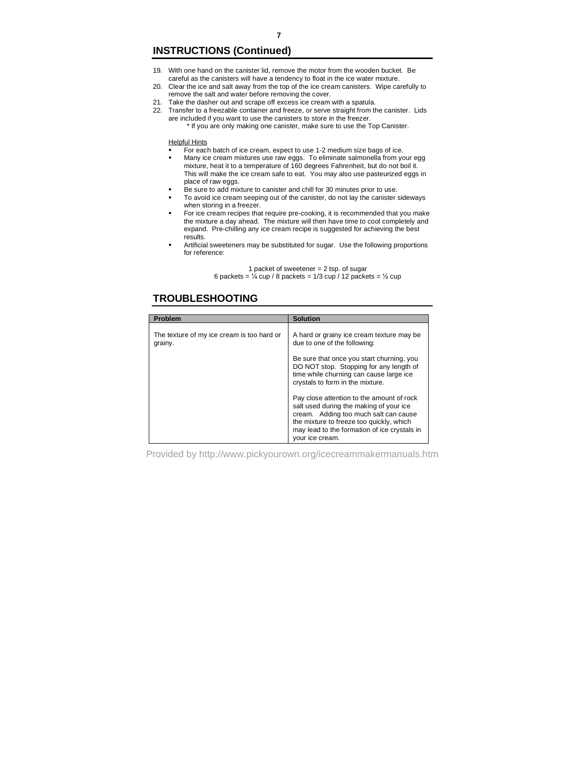## INSTRUCTIONS (Continued)

19. With one hand on the canister lid, remove the motor from the wooden bucket. Be careful as the canisters will have a tendency to float in the ice water mixture.
20. Clear the ice and salt away from the top of the ice cream canisters. Wipe carefully to remove the salt and water before removing the cover.
21. Take the dasher out and scrape off excess ice cream with a spatula.
22. Transfer to a freezable container and freeze, or serve straight from the canister. Lids are included if you want to use the canisters to store in the freezer.
    * If you are only making one canister, make sure to use the Top Canister.

Helpful Hints

- For each batch of ice cream, expect to use 1-2 medium size bags of ice.
- Many ice cream mixtures use raw eggs. To eliminate salmonella from your egg mixture, heat it to a temperature of 160 degrees Fahrenheit, but do not boil it. This will make the ice cream safe to eat. You may also use pasteurized eggs in place of raw eggs.
- Be sure to add mixture to canister and chill for 30 minutes prior to use.
- To avoid ice cream seeping out of the canister, do not lay the canister sideways when storing in a freezer.
- For ice cream recipes that require pre-cooking, it is recommended that you make the mixture a day ahead. The mixture will then have time to cool completely and expand. Pre-chilling any ice cream recipe is suggested for achieving the best results.
- Artificial sweeteners may be substituted for sugar. Use the following proportions for reference:

1 packet of sweetener = 2 tsp. of sugar
6 packets = ¼ cup / 8 packets = 1/3 cup / 12 packets = ½ cup

## TROUBLESHOOTING

| Problem | Solution |
| --- | --- |
| The texture of my ice cream is too hard or grainy. | A hard or grainy ice cream texture may be due to one of the following:<br><br>Be sure that once you start churning, you DO NOT stop. Stopping for any length of time while churning can cause large ice crystals to form in the mixture.<br><br>Pay close attention to the amount of rock salt used during the making of your ice cream. Adding too much salt can cause the mixture to freeze too quickly, which may lead to the formation of ice crystals in your ice cream. |

Provided by http://www.pickyourown.org/icecreammakermanuals.htm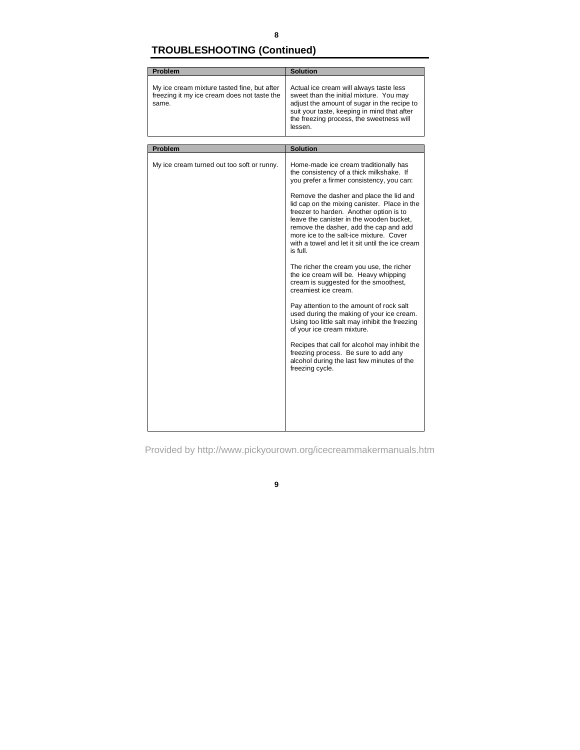## TROUBLESHOOTING (Continued)

| Problem | Solution |
|---|---|
| My ice cream mixture tasted fine, but after freezing it my ice cream does not taste the same. | Actual ice cream will always taste less sweet than the initial mixture. You may adjust the amount of sugar in the recipe to suit your taste, keeping in mind that after the freezing process, the sweetness will lessen. |

| Problem | Solution |
|---|---|
| My ice cream turned out too soft or runny. | Home-made ice cream traditionally has the consistency of a thick milkshake. If you prefer a firmer consistency, you can:<br><br>Remove the dasher and place the lid and lid cap on the mixing canister. Place in the freezer to harden. Another option is to leave the canister in the wooden bucket, remove the dasher, add the cap and add more ice to the salt-ice mixture. Cover with a towel and let it sit until the ice cream is full.<br><br>The richer the cream you use, the richer the ice cream will be. Heavy whipping cream is suggested for the smoothest, creamiest ice cream.<br><br>Pay attention to the amount of rock salt used during the making of your ice cream. Using too little salt may inhibit the freezing of your ice cream mixture.<br><br>Recipes that call for alcohol may inhibit the freezing process. Be sure to add any alcohol during the last few minutes of the freezing cycle. |

Provided by http://www.pickyourown.org/icecreammakermanuals.htm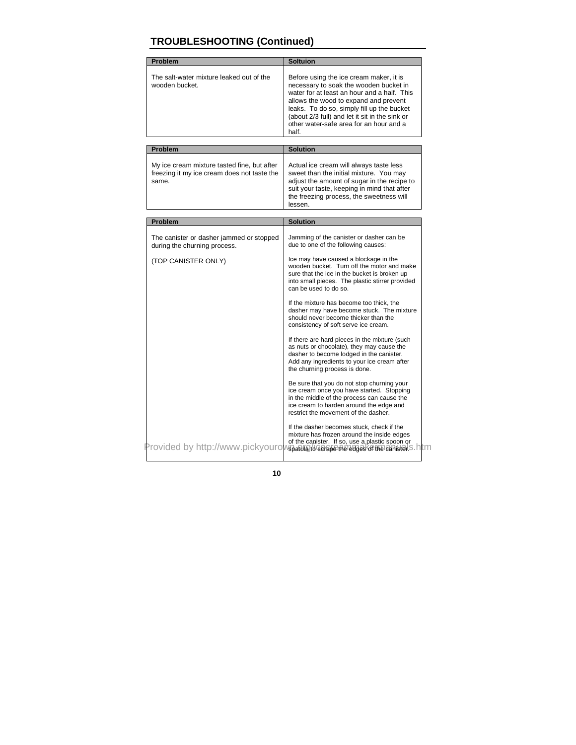## TROUBLESHOOTING (Continued)

| Problem | Soltuion |
|---|---|
| The salt-water mixture leaked out of the wooden bucket. | Before using the ice cream maker, it is necessary to soak the wooden bucket in water for at least an hour and a half. This allows the wood to expand and prevent leaks. To do so, simply fill up the bucket (about 2/3 full) and let it sit in the sink or other water-safe area for an hour and a half. |

| Problem | Solution |
|---|---|
| My ice cream mixture tasted fine, but after freezing it my ice cream does not taste the same. | Actual ice cream will always taste less sweet than the initial mixture. You may adjust the amount of sugar in the recipe to suit your taste, keeping in mind that after the freezing process, the sweetness will lessen. |

| Problem | Solution |
|---|---|
| The canister or dasher jammed or stopped during the churning process.<br><br>(TOP CANISTER ONLY) | Jamming of the canister or dasher can be due to one of the following causes:<br><br>Ice may have caused a blockage in the wooden bucket. Turn off the motor and make sure that the ice in the bucket is broken up into small pieces. The plastic stirrer provided can be used to do so.<br><br>If the mixture has become too thick, the dasher may have become stuck. The mixture should never become thicker than the consistency of soft serve ice cream.<br><br>If there are hard pieces in the mixture (such as nuts or chocolate), they may cause the dasher to become lodged in the canister. Add any ingredients to your ice cream after the churning process is done.<br><br>Be sure that you do not stop churning your ice cream once you have started. Stopping in the middle of the process can cause the ice cream to harden around the edge and restrict the movement of the dasher.<br><br>If the dasher becomes stuck, check if the mixture has frozen around the inside edges of the canister. If so, use a plastic spoon or spatula to scrape the edges of the canister. |

Provided by http://www.pickyourown.org/icecreammakermanuals.htm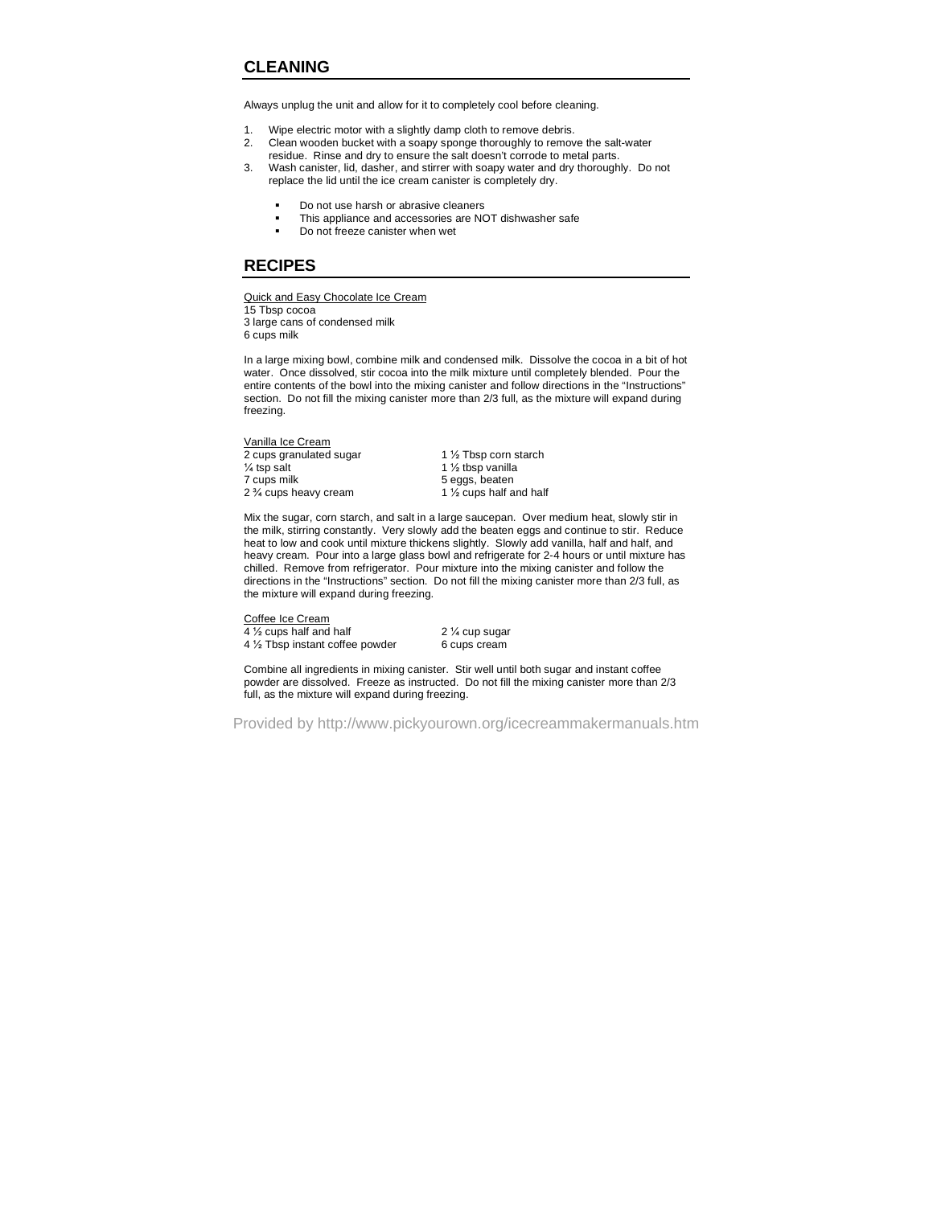## CLEANING

Always unplug the unit and allow for it to completely cool before cleaning.

1. Wipe electric motor with a slightly damp cloth to remove debris.
2. Clean wooden bucket with a soapy sponge thoroughly to remove the salt-water residue. Rinse and dry to ensure the salt doesn't corrode to metal parts.
3. Wash canister, lid, dasher, and stirrer with soapy water and dry thoroughly. Do not replace the lid until the ice cream canister is completely dry.

    - Do not use harsh or abrasive cleaners
    - This appliance and accessories are NOT dishwasher safe
    - Do not freeze canister when wet

## RECIPES

<u>Quick and Easy Chocolate Ice Cream</u>
15 Tbsp cocoa
3 large cans of condensed milk
6 cups milk

In a large mixing bowl, combine milk and condensed milk. Dissolve the cocoa in a bit of hot water. Once dissolved, stir cocoa into the milk mixture until completely blended. Pour the entire contents of the bowl into the mixing canister and follow directions in the "Instructions" section. Do not fill the mixing canister more than 2/3 full, as the mixture will expand during freezing.

<u>Vanilla Ice Cream</u>

2 cups granulated sugar
¼ tsp salt
7 cups milk
2 ¾ cups heavy cream
1 ½ Tbsp corn starch
1 ½ tbsp vanilla
5 eggs, beaten
1 ½ cups half and half

Mix the sugar, corn starch, and salt in a large saucepan. Over medium heat, slowly stir in the milk, stirring constantly. Very slowly add the beaten eggs and continue to stir. Reduce heat to low and cook until mixture thickens slightly. Slowly add vanilla, half and half, and heavy cream. Pour into a large glass bowl and refrigerate for 2-4 hours or until mixture has chilled. Remove from refrigerator. Pour mixture into the mixing canister and follow the directions in the "Instructions" section. Do not fill the mixing canister more than 2/3 full, as the mixture will expand during freezing.

<u>Coffee Ice Cream</u>

4 ½ cups half and half
4 ½ Tbsp instant coffee powder
2 ¼ cup sugar
6 cups cream

Combine all ingredients in mixing canister. Stir well until both sugar and instant coffee powder are dissolved. Freeze as instructed. Do not fill the mixing canister more than 2/3 full, as the mixture will expand during freezing.

Provided by http://www.pickyourown.org/icecreammakermanuals.htm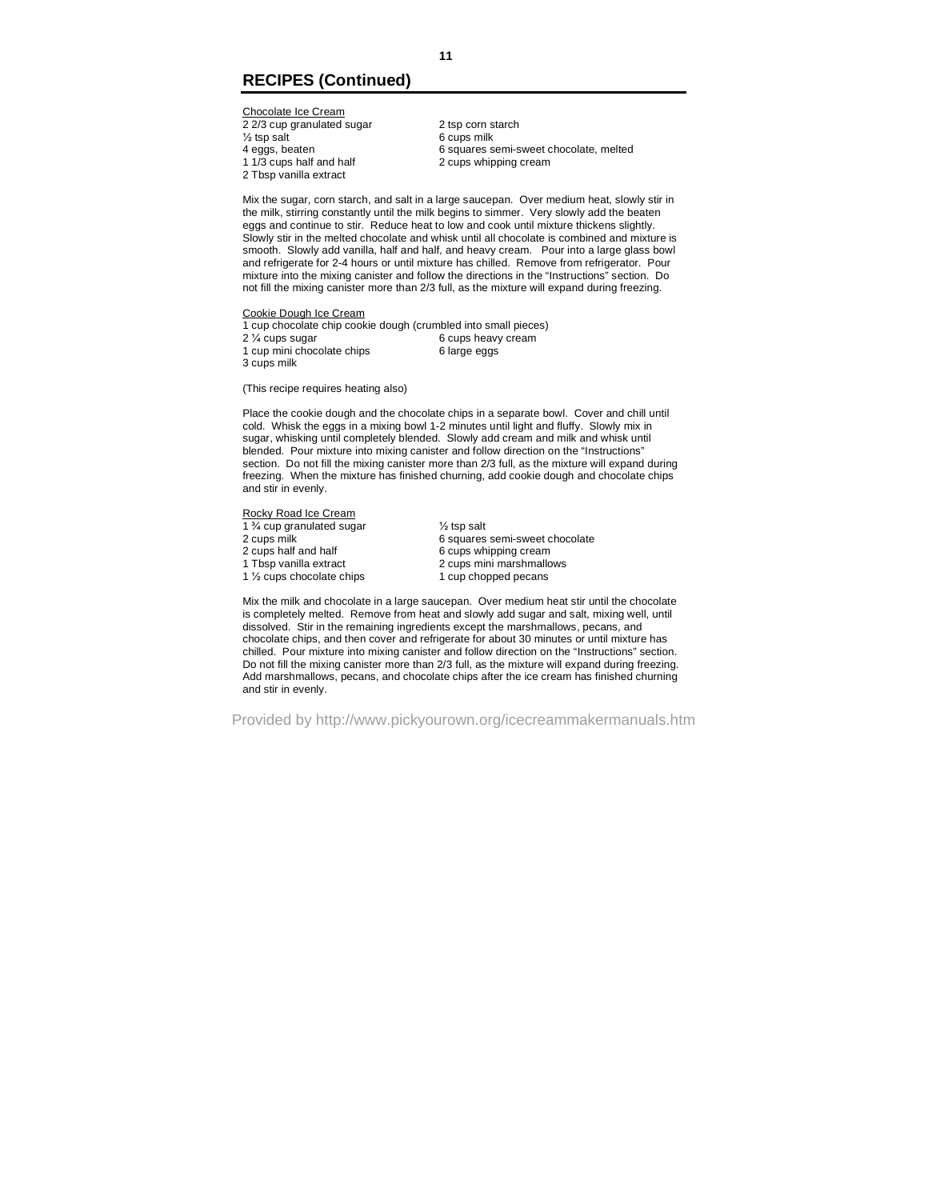## RECIPES (Continued)

Chocolate Ice Cream

2 2/3 cup granulated sugar
½ tsp salt
4 eggs, beaten
1 1/3 cups half and half
2 Tbsp vanilla extract
2 tsp corn starch
6 cups milk
6 squares semi-sweet chocolate, melted
2 cups whipping cream

Mix the sugar, corn starch, and salt in a large saucepan. Over medium heat, slowly stir in the milk, stirring constantly until the milk begins to simmer. Very slowly add the beaten eggs and continue to stir. Reduce heat to low and cook until mixture thickens slightly. Slowly stir in the melted chocolate and whisk until all chocolate is combined and mixture is smooth. Slowly add vanilla, half and half, and heavy cream. Pour into a large glass bowl and refrigerate for 2-4 hours or until mixture has chilled. Remove from refrigerator. Pour mixture into the mixing canister and follow the directions in the "Instructions" section. Do not fill the mixing canister more than 2/3 full, as the mixture will expand during freezing.

Cookie Dough Ice Cream

1 cup chocolate chip cookie dough (crumbled into small pieces)
2 ¼ cups sugar
1 cup mini chocolate chips
3 cups milk
6 cups heavy cream
6 large eggs

(This recipe requires heating also)

Place the cookie dough and the chocolate chips in a separate bowl. Cover and chill until cold. Whisk the eggs in a mixing bowl 1-2 minutes until light and fluffy. Slowly mix in sugar, whisking until completely blended. Slowly add cream and milk and whisk until blended. Pour mixture into mixing canister and follow direction on the "Instructions" section. Do not fill the mixing canister more than 2/3 full, as the mixture will expand during freezing. When the mixture has finished churning, add cookie dough and chocolate chips and stir in evenly.

Rocky Road Ice Cream

1 ¾ cup granulated sugar
2 cups milk
2 cups half and half
1 Tbsp vanilla extract
1 ½ cups chocolate chips
½ tsp salt
6 squares semi-sweet chocolate
6 cups whipping cream
2 cups mini marshmallows
1 cup chopped pecans

Mix the milk and chocolate in a large saucepan. Over medium heat stir until the chocolate is completely melted. Remove from heat and slowly add sugar and salt, mixing well, until dissolved. Stir in the remaining ingredients except the marshmallows, pecans, and chocolate chips, and then cover and refrigerate for about 30 minutes or until mixture has chilled. Pour mixture into mixing canister and follow direction on the "Instructions" section. Do not fill the mixing canister more than 2/3 full, as the mixture will expand during freezing. Add marshmallows, pecans, and chocolate chips after the ice cream has finished churning and stir in evenly.

Provided by http://www.pickyourown.org/icecreammakermanuals.htm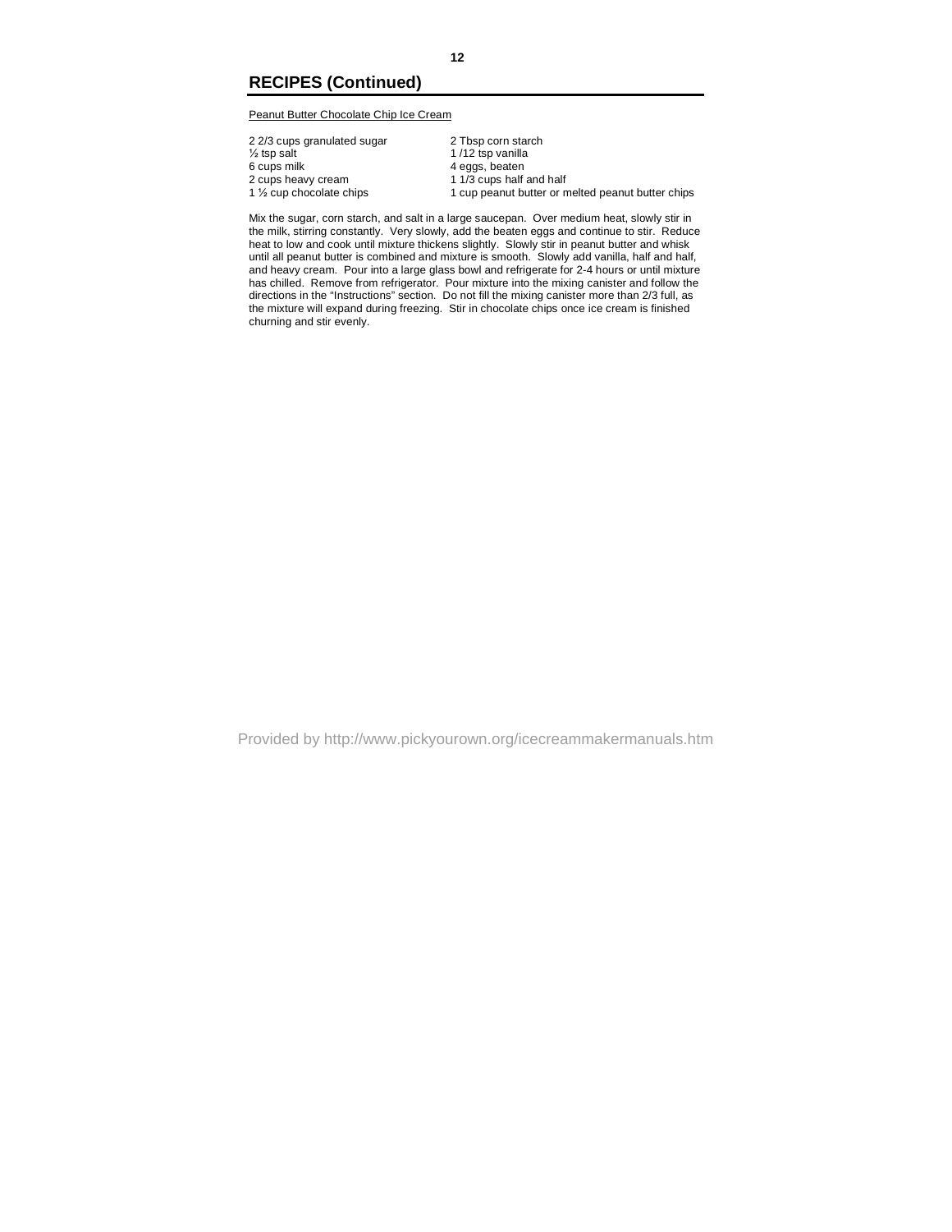## RECIPES (Continued)

Peanut Butter Chocolate Chip Ice Cream

2 2/3 cups granulated sugar
½ tsp salt
6 cups milk
2 cups heavy cream
1 ½ cup chocolate chips
2 Tbsp corn starch
1 /12 tsp vanilla
4 eggs, beaten
1 1/3 cups half and half
1 cup peanut butter or melted peanut butter chips

Mix the sugar, corn starch, and salt in a large saucepan. Over medium heat, slowly stir in the milk, stirring constantly. Very slowly, add the beaten eggs and continue to stir. Reduce heat to low and cook until mixture thickens slightly. Slowly stir in peanut butter and whisk until all peanut butter is combined and mixture is smooth. Slowly add vanilla, half and half, and heavy cream. Pour into a large glass bowl and refrigerate for 2-4 hours or until mixture has chilled. Remove from refrigerator. Pour mixture into the mixing canister and follow the directions in the "Instructions" section. Do not fill the mixing canister more than 2/3 full, as the mixture will expand during freezing. Stir in chocolate chips once ice cream is finished churning and stir evenly.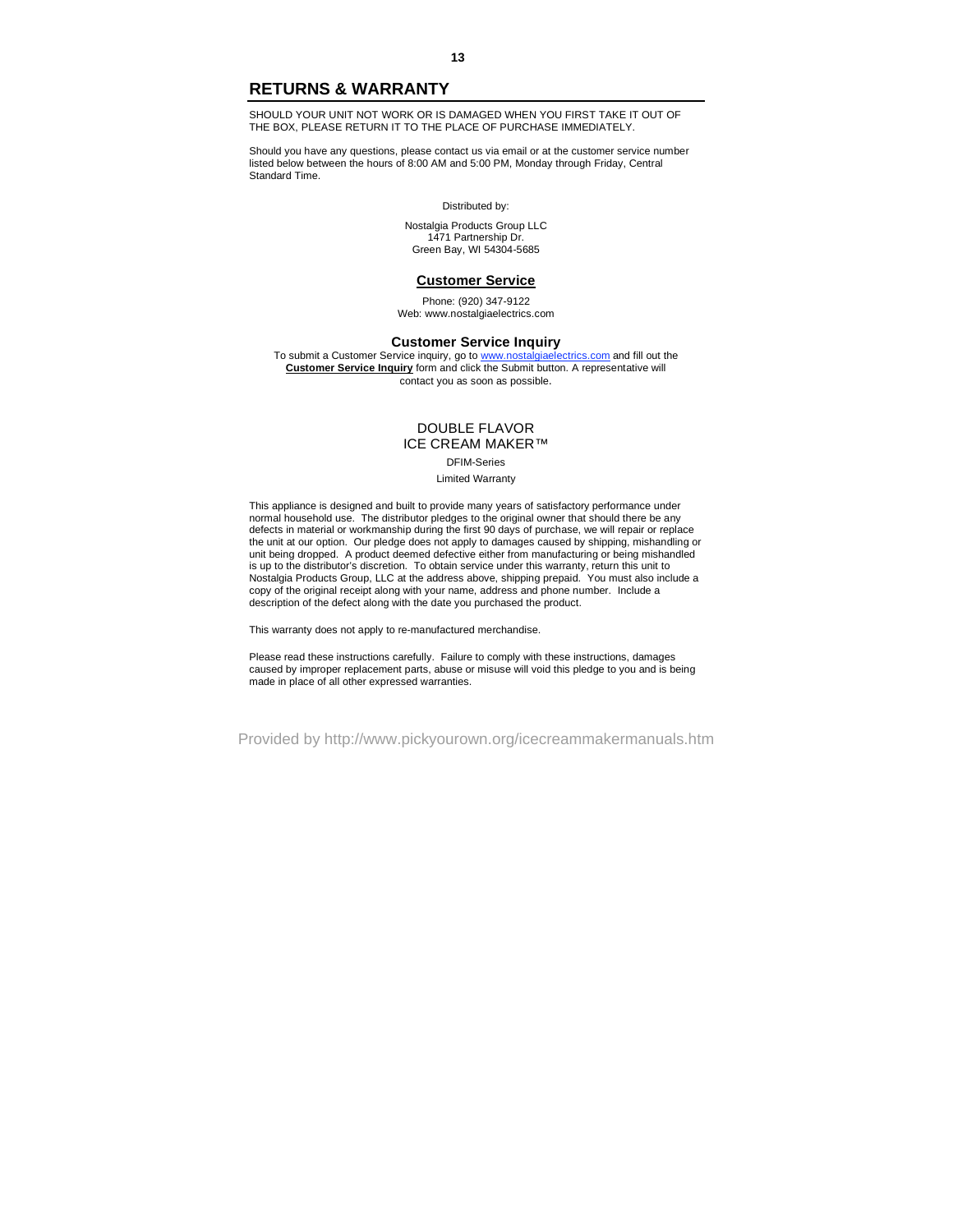## RETURNS & WARRANTY

SHOULD YOUR UNIT NOT WORK OR IS DAMAGED WHEN YOU FIRST TAKE IT OUT OF THE BOX, PLEASE RETURN IT TO THE PLACE OF PURCHASE IMMEDIATELY.

Should you have any questions, please contact us via email or at the customer service number listed below between the hours of 8:00 AM and 5:00 PM, Monday through Friday, Central Standard Time.

Distributed by:

Nostalgia Products Group LLC
1471 Partnership Dr.
Green Bay, WI 54304-5685

### Customer Service

Phone: (920) 347-9122
Web: www.nostalgiaelectrics.com

### Customer Service Inquiry

To submit a Customer Service inquiry, go to www.nostalgiaelectrics.com and fill out the **Customer Service Inquiry** form and click the Submit button. A representative will contact you as soon as possible.

DOUBLE FLAVOR
ICE CREAM MAKER™

DFIM-Series

Limited Warranty

This appliance is designed and built to provide many years of satisfactory performance under normal household use. The distributor pledges to the original owner that should there be any defects in material or workmanship during the first 90 days of purchase, we will repair or replace the unit at our option. Our pledge does not apply to damages caused by shipping, mishandling or unit being dropped. A product deemed defective either from manufacturing or being mishandled is up to the distributor's discretion. To obtain service under this warranty, return this unit to Nostalgia Products Group, LLC at the address above, shipping prepaid. You must also include a copy of the original receipt along with your name, address and phone number. Include a description of the defect along with the date you purchased the product.

This warranty does not apply to re-manufactured merchandise.

Please read these instructions carefully. Failure to comply with these instructions, damages caused by improper replacement parts, abuse or misuse will void this pledge to you and is being made in place of all other expressed warranties.

Provided by http://www.pickyourown.org/icecreammakermanuals.htm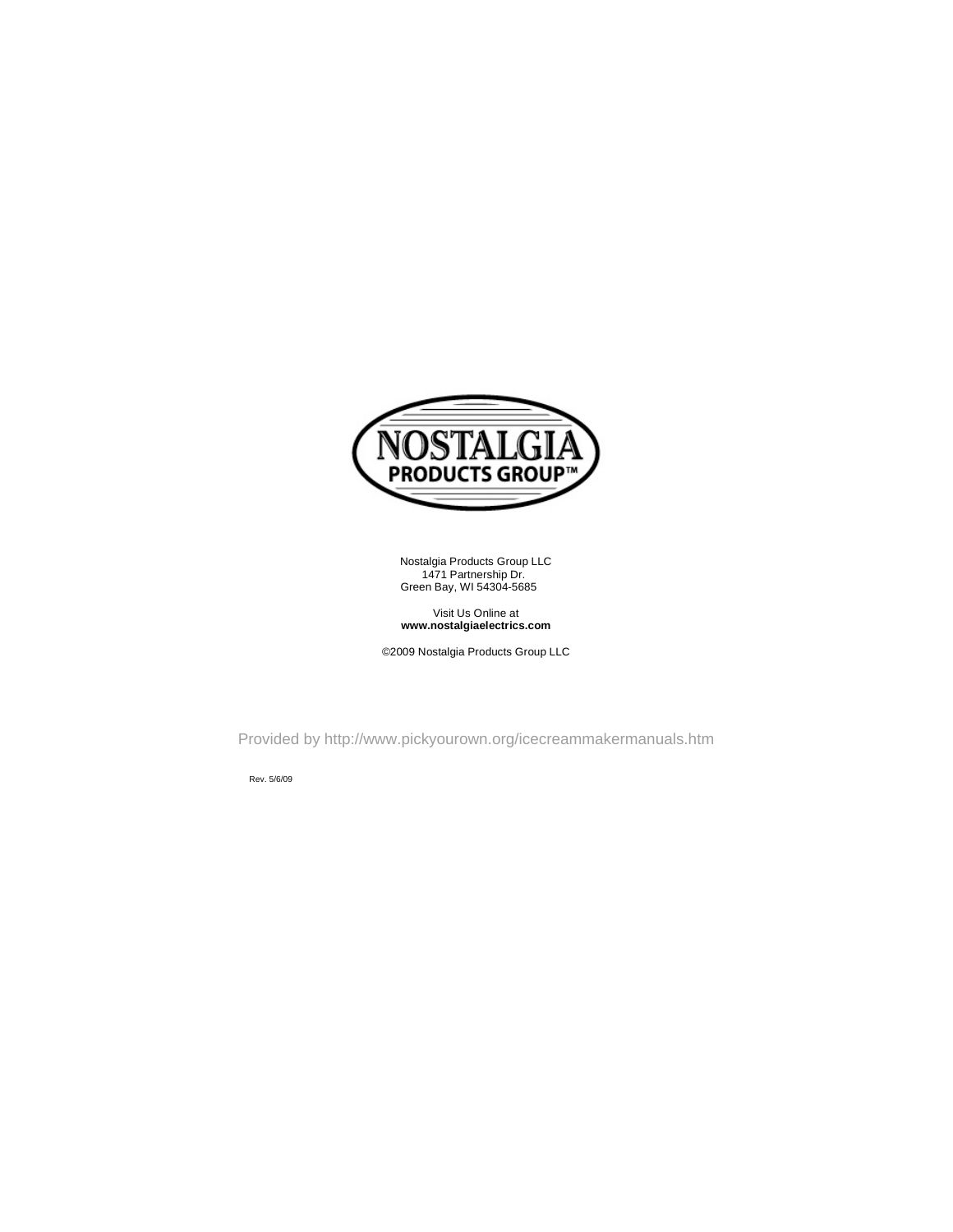NOSTALGIA
PRODUCTS GROUP™

Nostalgia Products Group LLC
1471 Partnership Dr.
Green Bay, WI 54304-5685

Visit Us Online at
**www.nostalgiaelectrics.com**

©2009 Nostalgia Products Group LLC

Provided by http://www.pickyourown.org/icecreammakermanuals.htm

Rev. 5/6/09